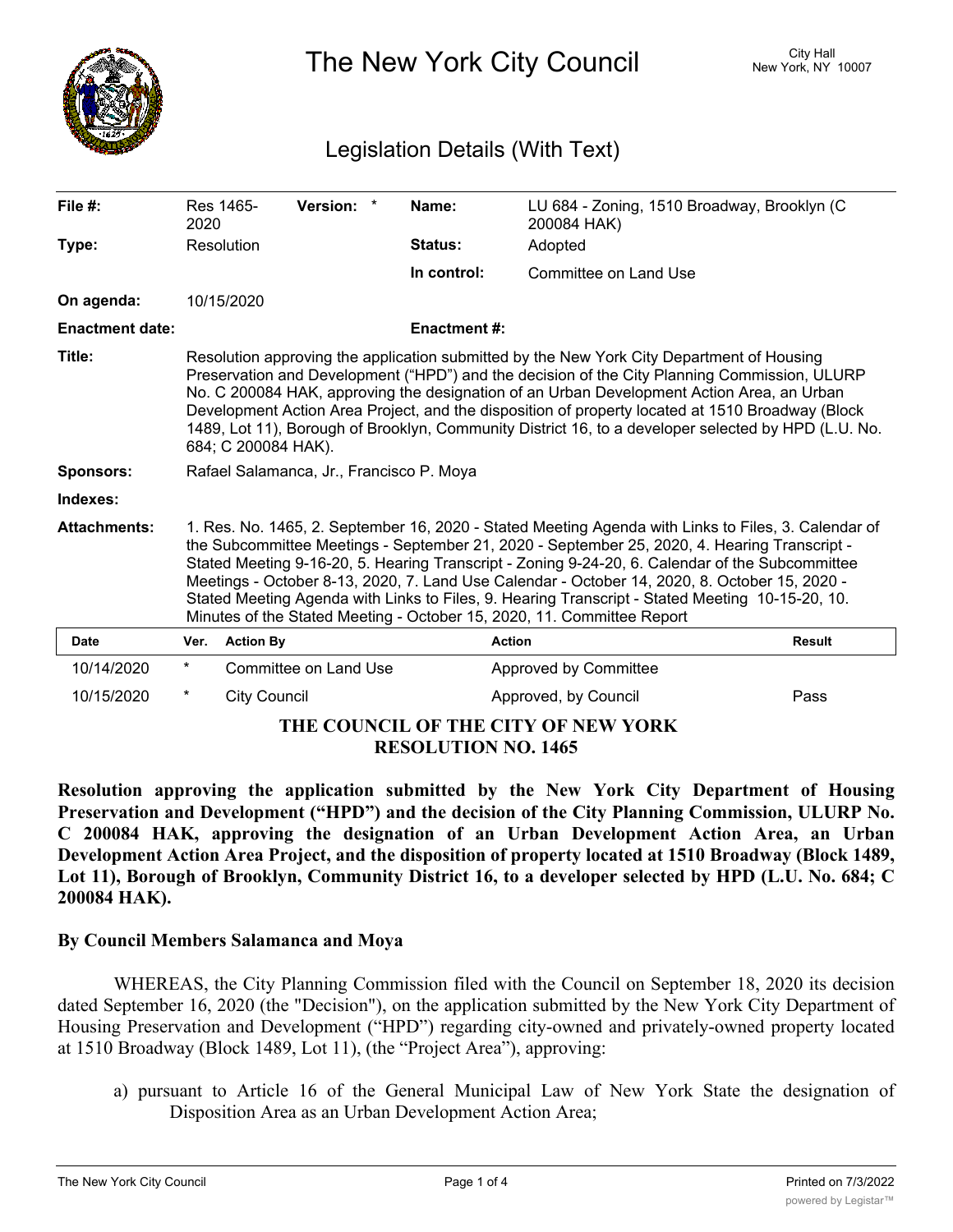# The New York City Council

City Hall
New York, NY 10007

## Legislation Details (With Text)

| | | | | | |
|---|---|---|---|---|---|
| **File #:** | Res 1465-2020 | **Version:** * | | **Name:** | LU 684 - Zoning, 1510 Broadway, Brooklyn (C 200084 HAK) |
| **Type:** | Resolution | | | **Status:** | Adopted |
| | | | | **In control:** | Committee on Land Use |
| **On agenda:** | 10/15/2020 | | | | |
| **Enactment date:** | | | | **Enactment #:** | |

**Title:** Resolution approving the application submitted by the New York City Department of Housing Preservation and Development ("HPD") and the decision of the City Planning Commission, ULURP No. C 200084 HAK, approving the designation of an Urban Development Action Area, an Urban Development Action Area Project, and the disposition of property located at 1510 Broadway (Block 1489, Lot 11), Borough of Brooklyn, Community District 16, to a developer selected by HPD (L.U. No. 684; C 200084 HAK).

**Sponsors:** Rafael Salamanca, Jr., Francisco P. Moya

**Indexes:**

**Attachments:** 1. Res. No. 1465, 2. September 16, 2020 - Stated Meeting Agenda with Links to Files, 3. Calendar of the Subcommittee Meetings - September 21, 2020 - September 25, 2020, 4. Hearing Transcript - Stated Meeting 9-16-20, 5. Hearing Transcript - Zoning 9-24-20, 6. Calendar of the Subcommittee Meetings - October 8-13, 2020, 7. Land Use Calendar - October 14, 2020, 8. October 15, 2020 - Stated Meeting Agenda with Links to Files, 9. Hearing Transcript - Stated Meeting 10-15-20, 10. Minutes of the Stated Meeting - October 15, 2020, 11. Committee Report

| Date | Ver. | Action By | Action | Result |
|---|---|---|---|---|
| 10/14/2020 | * | Committee on Land Use | Approved by Committee | |
| 10/15/2020 | * | City Council | Approved, by Council | Pass |

**THE COUNCIL OF THE CITY OF NEW YORK**
**RESOLUTION NO. 1465**

**Resolution approving the application submitted by the New York City Department of Housing Preservation and Development ("HPD") and the decision of the City Planning Commission, ULURP No. C 200084 HAK, approving the designation of an Urban Development Action Area, an Urban Development Action Area Project, and the disposition of property located at 1510 Broadway (Block 1489, Lot 11), Borough of Brooklyn, Community District 16, to a developer selected by HPD (L.U. No. 684; C 200084 HAK).**

**By Council Members Salamanca and Moya**

WHEREAS, the City Planning Commission filed with the Council on September 18, 2020 its decision dated September 16, 2020 (the "Decision"), on the application submitted by the New York City Department of Housing Preservation and Development ("HPD") regarding city-owned and privately-owned property located at 1510 Broadway (Block 1489, Lot 11), (the "Project Area"), approving:

a) pursuant to Article 16 of the General Municipal Law of New York State the designation of Disposition Area as an Urban Development Action Area;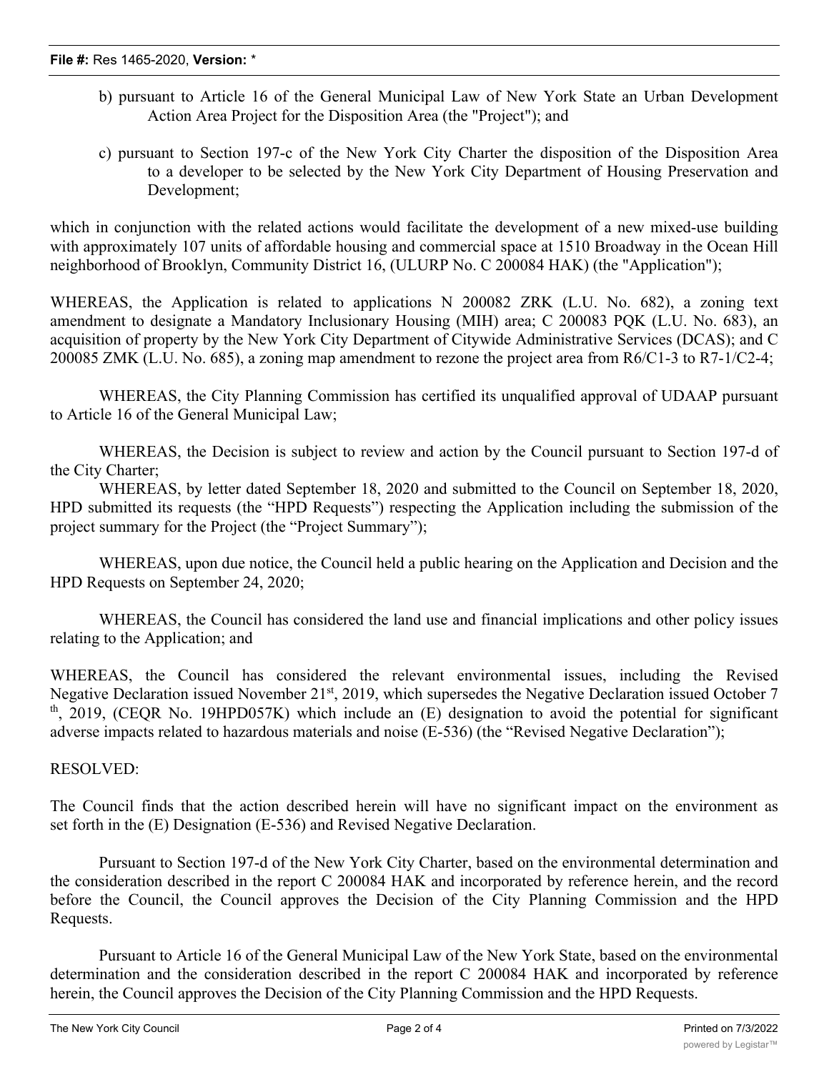b) pursuant to Article 16 of the General Municipal Law of New York State an Urban Development Action Area Project for the Disposition Area (the "Project"); and

c) pursuant to Section 197-c of the New York City Charter the disposition of the Disposition Area to a developer to be selected by the New York City Department of Housing Preservation and Development;

which in conjunction with the related actions would facilitate the development of a new mixed-use building with approximately 107 units of affordable housing and commercial space at 1510 Broadway in the Ocean Hill neighborhood of Brooklyn, Community District 16, (ULURP No. C 200084 HAK) (the "Application");

WHEREAS, the Application is related to applications N 200082 ZRK (L.U. No. 682), a zoning text amendment to designate a Mandatory Inclusionary Housing (MIH) area; C 200083 PQK (L.U. No. 683), an acquisition of property by the New York City Department of Citywide Administrative Services (DCAS); and C 200085 ZMK (L.U. No. 685), a zoning map amendment to rezone the project area from R6/C1-3 to R7-1/C2-4;

WHEREAS, the City Planning Commission has certified its unqualified approval of UDAAP pursuant to Article 16 of the General Municipal Law;

WHEREAS, the Decision is subject to review and action by the Council pursuant to Section 197-d of the City Charter;

WHEREAS, by letter dated September 18, 2020 and submitted to the Council on September 18, 2020, HPD submitted its requests (the "HPD Requests") respecting the Application including the submission of the project summary for the Project (the "Project Summary");

WHEREAS, upon due notice, the Council held a public hearing on the Application and Decision and the HPD Requests on September 24, 2020;

WHEREAS, the Council has considered the land use and financial implications and other policy issues relating to the Application; and

WHEREAS, the Council has considered the relevant environmental issues, including the Revised Negative Declaration issued November 21st, 2019, which supersedes the Negative Declaration issued October 7th, 2019, (CEQR No. 19HPD057K) which include an (E) designation to avoid the potential for significant adverse impacts related to hazardous materials and noise (E-536) (the "Revised Negative Declaration");

RESOLVED:

The Council finds that the action described herein will have no significant impact on the environment as set forth in the (E) Designation (E-536) and Revised Negative Declaration.

Pursuant to Section 197-d of the New York City Charter, based on the environmental determination and the consideration described in the report C 200084 HAK and incorporated by reference herein, and the record before the Council, the Council approves the Decision of the City Planning Commission and the HPD Requests.

Pursuant to Article 16 of the General Municipal Law of the New York State, based on the environmental determination and the consideration described in the report C 200084 HAK and incorporated by reference herein, the Council approves the Decision of the City Planning Commission and the HPD Requests.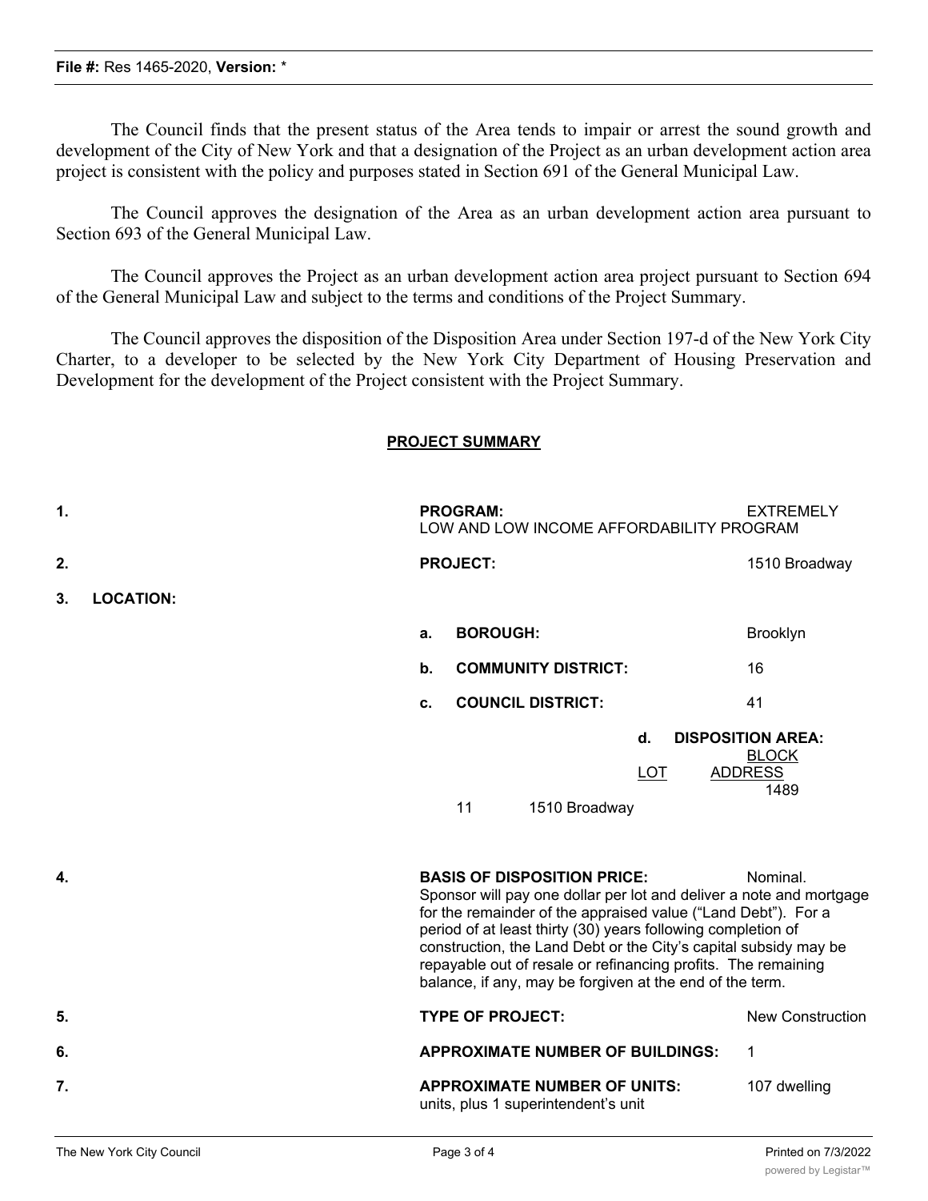The Council finds that the present status of the Area tends to impair or arrest the sound growth and development of the City of New York and that a designation of the Project as an urban development action area project is consistent with the policy and purposes stated in Section 691 of the General Municipal Law.

The Council approves the designation of the Area as an urban development action area pursuant to Section 693 of the General Municipal Law.

The Council approves the Project as an urban development action area project pursuant to Section 694 of the General Municipal Law and subject to the terms and conditions of the Project Summary.

The Council approves the disposition of the Disposition Area under Section 197-d of the New York City Charter, to a developer to be selected by the New York City Department of Housing Preservation and Development for the development of the Project consistent with the Project Summary.

**PROJECT SUMMARY**

1. **PROGRAM:** EXTREMELY LOW AND LOW INCOME AFFORDABILITY PROGRAM

2. **PROJECT:** 1510 Broadway

3. **LOCATION:**

   a. **BOROUGH:** Brooklyn

   b. **COMMUNITY DISTRICT:** 16

   c. **COUNCIL DISTRICT:** 41

   d. **DISPOSITION AREA:**

| BLOCK | LOT | ADDRESS |
|---|---|---|
| 1489 | 11 | 1510 Broadway |

4. **BASIS OF DISPOSITION PRICE:** Nominal. Sponsor will pay one dollar per lot and deliver a note and mortgage for the remainder of the appraised value ("Land Debt"). For a period of at least thirty (30) years following completion of construction, the Land Debt or the City's capital subsidy may be repayable out of resale or refinancing profits. The remaining balance, if any, may be forgiven at the end of the term.

5. **TYPE OF PROJECT:** New Construction

6. **APPROXIMATE NUMBER OF BUILDINGS:** 1

7. **APPROXIMATE NUMBER OF UNITS:** 107 dwelling units, plus 1 superintendent's unit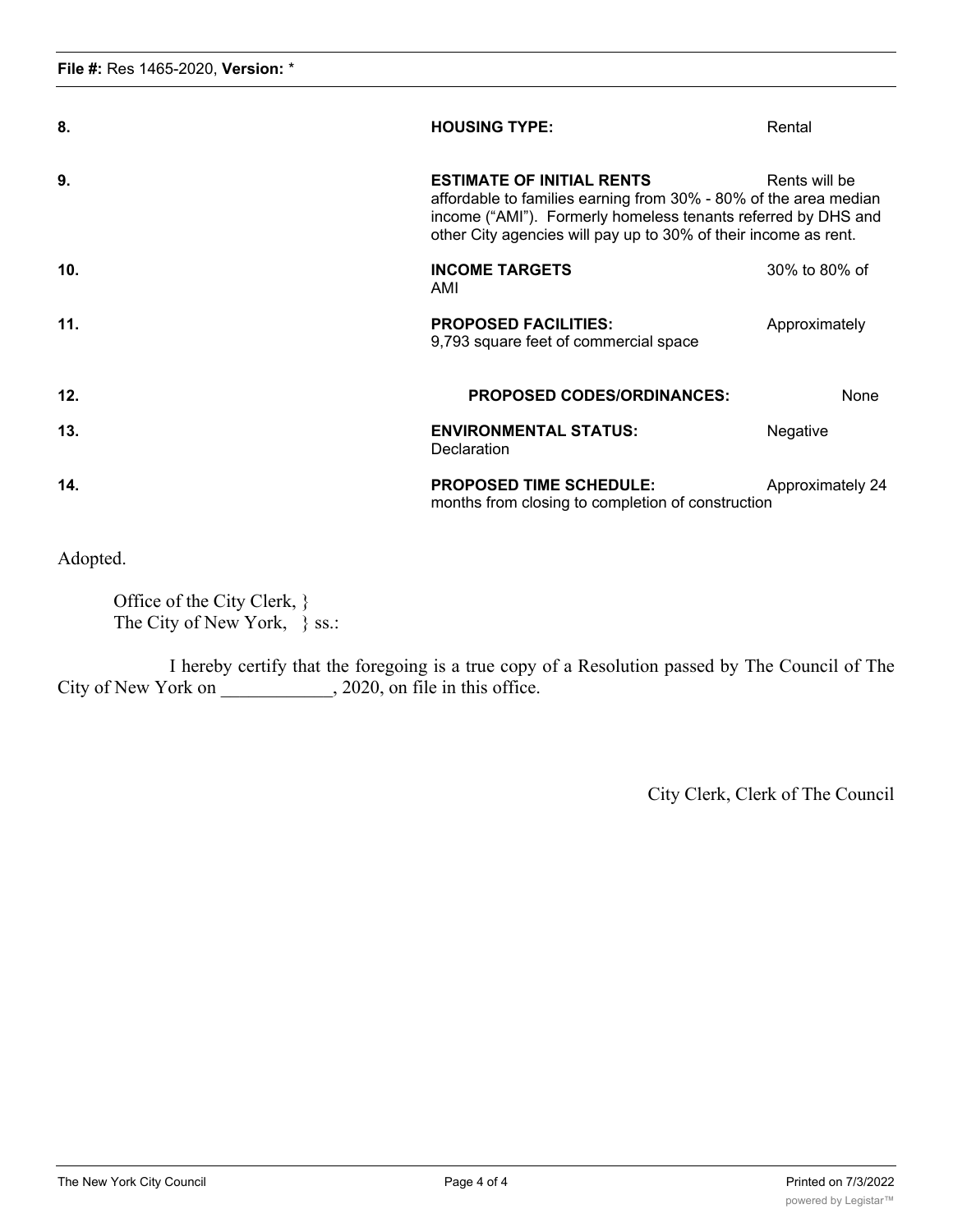8. **HOUSING TYPE:** Rental

9. **ESTIMATE OF INITIAL RENTS** Rents will be affordable to families earning from 30% - 80% of the area median income ("AMI"). Formerly homeless tenants referred by DHS and other City agencies will pay up to 30% of their income as rent.

10. **INCOME TARGETS** 30% to 80% of AMI

11. **PROPOSED FACILITIES:** Approximately 9,793 square feet of commercial space

12. **PROPOSED CODES/ORDINANCES:** None

13. **ENVIRONMENTAL STATUS:** Negative Declaration

14. **PROPOSED TIME SCHEDULE:** Approximately 24 months from closing to completion of construction

Adopted.

Office of the City Clerk, }
The City of New York, } ss.:

I hereby certify that the foregoing is a true copy of a Resolution passed by The Council of The City of New York on ____________, 2020, on file in this office.

City Clerk, Clerk of The Council